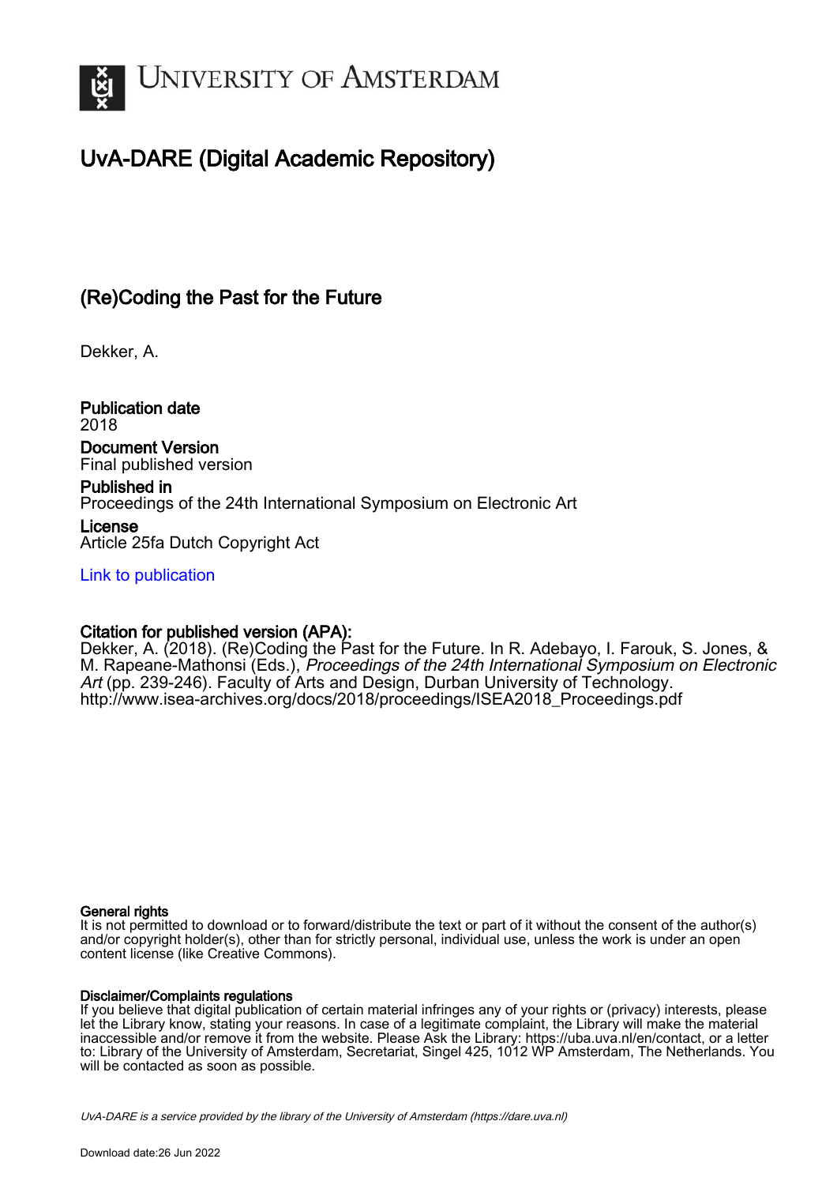# UNIVERSITY OF AMSTERDAM

## UvA-DARE (Digital Academic Repository)

### (Re)Coding the Past for the Future

Dekker, A.

**Publication date**
2018

**Document Version**
Final published version

**Published in**
Proceedings of the 24th International Symposium on Electronic Art

**License**
Article 25fa Dutch Copyright Act

Link to publication

**Citation for published version (APA):**
Dekker, A. (2018). (Re)Coding the Past for the Future. In R. Adebayo, I. Farouk, S. Jones, & M. Rapeane-Mathonsi (Eds.), *Proceedings of the 24th International Symposium on Electronic Art* (pp. 239-246). Faculty of Arts and Design, Durban University of Technology. http://www.isea-archives.org/docs/2018/proceedings/ISEA2018_Proceedings.pdf

**General rights**
It is not permitted to download or to forward/distribute the text or part of it without the consent of the author(s) and/or copyright holder(s), other than for strictly personal, individual use, unless the work is under an open content license (like Creative Commons).

**Disclaimer/Complaints regulations**
If you believe that digital publication of certain material infringes any of your rights or (privacy) interests, please let the Library know, stating your reasons. In case of a legitimate complaint, the Library will make the material inaccessible and/or remove it from the website. Please Ask the Library: https://uba.uva.nl/en/contact, or a letter to: Library of the University of Amsterdam, Secretariat, Singel 425, 1012 WP Amsterdam, The Netherlands. You will be contacted as soon as possible.

UvA-DARE is a service provided by the library of the University of Amsterdam (https://dare.uva.nl)

Download date:26 Jun 2022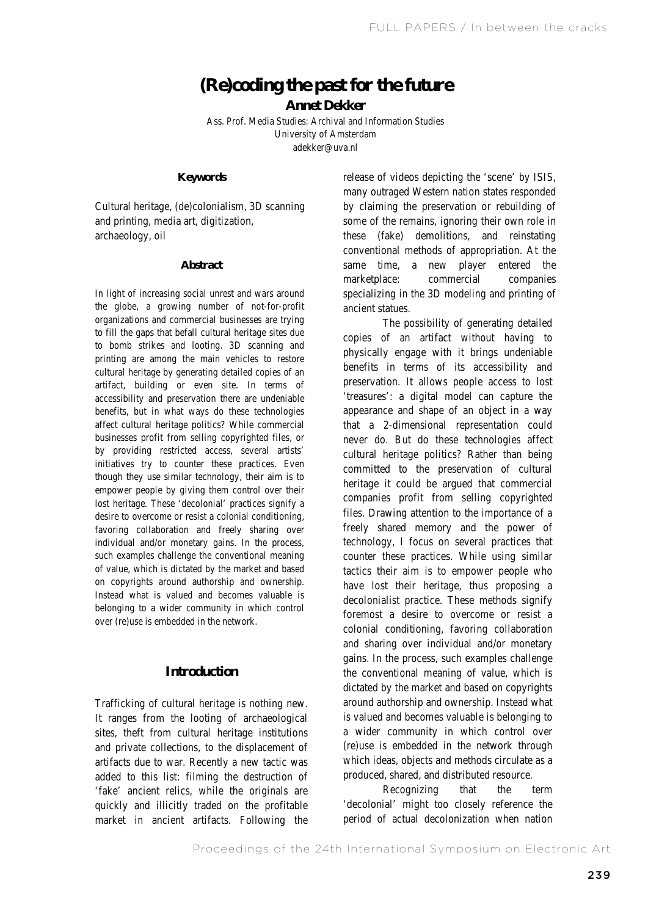# (Re)coding the past for the future

**Annet Dekker**

Ass. Prof. Media Studies: Archival and Information Studies
University of Amsterdam
adekker@uva.nl

### Keywords

Cultural heritage, (de)colonialism, 3D scanning and printing, media art, digitization, archaeology, oil

### Abstract

In light of increasing social unrest and wars around the globe, a growing number of not-for-profit organizations and commercial businesses are trying to fill the gaps that befall cultural heritage sites due to bomb strikes and looting. 3D scanning and printing are among the main vehicles to restore cultural heritage by generating detailed copies of an artifact, building or even site. In terms of accessibility and preservation there are undeniable benefits, but in what ways do these technologies affect cultural heritage politics? While commercial businesses profit from selling copyrighted files, or by providing restricted access, several artists' initiatives try to counter these practices. Even though they use similar technology, their aim is to empower people by giving them control over their lost heritage. These 'decolonial' practices signify a desire to overcome or resist a colonial conditioning, favoring collaboration and freely sharing over individual and/or monetary gains. In the process, such examples challenge the conventional meaning of value, which is dictated by the market and based on copyrights around authorship and ownership. Instead what is valued and becomes valuable is belonging to a wider community in which control over (re)use is embedded in the network.

## Introduction

Trafficking of cultural heritage is nothing new. It ranges from the looting of archaeological sites, theft from cultural heritage institutions and private collections, to the displacement of artifacts due to war. Recently a new tactic was added to this list: filming the destruction of 'fake' ancient relics, while the originals are quickly and illicitly traded on the profitable market in ancient artifacts. Following the release of videos depicting the 'scene' by ISIS, many outraged Western nation states responded by claiming the preservation or rebuilding of some of the remains, ignoring their own role in these (fake) demolitions, and reinstating conventional methods of appropriation. At the same time, a new player entered the marketplace: commercial companies specializing in the 3D modeling and printing of ancient statues.

The possibility of generating detailed copies of an artifact without having to physically engage with it brings undeniable benefits in terms of its accessibility and preservation. It allows people access to lost 'treasures': a digital model can capture the appearance and shape of an object in a way that a 2-dimensional representation could never do. But do these technologies affect cultural heritage politics? Rather than being committed to the preservation of cultural heritage it could be argued that commercial companies profit from selling copyrighted files. Drawing attention to the importance of a freely shared memory and the power of technology, I focus on several practices that counter these practices. While using similar tactics their aim is to empower people who have lost their heritage, thus proposing a decolonialist practice. These methods signify foremost a desire to overcome or resist a colonial conditioning, favoring collaboration and sharing over individual and/or monetary gains. In the process, such examples challenge the conventional meaning of value, which is dictated by the market and based on copyrights around authorship and ownership. Instead what is valued and becomes valuable is belonging to a wider community in which control over (re)use is embedded in the network through which ideas, objects and methods circulate as a produced, shared, and distributed resource.

Recognizing that the term 'decolonial' might too closely reference the period of actual decolonization when nation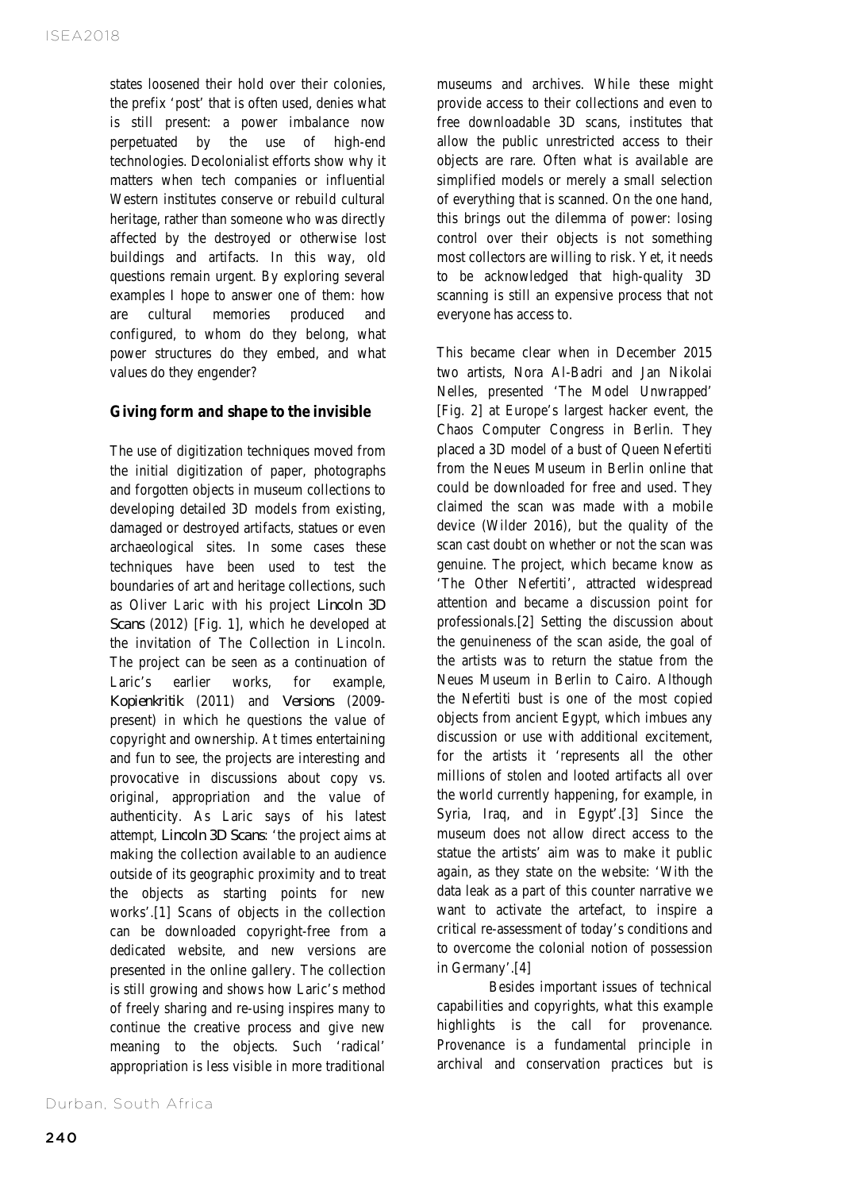states loosened their hold over their colonies, the prefix 'post' that is often used, denies what is still present: a power imbalance now perpetuated by the use of high-end technologies. Decolonialist efforts show why it matters when tech companies or influential Western institutes conserve or rebuild cultural heritage, rather than someone who was directly affected by the destroyed or otherwise lost buildings and artifacts. In this way, old questions remain urgent. By exploring several examples I hope to answer one of them: how are cultural memories produced and configured, to whom do they belong, what power structures do they embed, and what values do they engender?

## Giving form and shape to the invisible

The use of digitization techniques moved from the initial digitization of paper, photographs and forgotten objects in museum collections to developing detailed 3D models from existing, damaged or destroyed artifacts, statues or even archaeological sites. In some cases these techniques have been used to test the boundaries of art and heritage collections, such as Oliver Laric with his project *Lincoln 3D Scans* (2012) [Fig. 1], which he developed at the invitation of The Collection in Lincoln. The project can be seen as a continuation of Laric's earlier works, for example, *Kopienkritik* (2011) and *Versions* (2009-present) in which he questions the value of copyright and ownership. At times entertaining and fun to see, the projects are interesting and provocative in discussions about copy vs. original, appropriation and the value of authenticity. As Laric says of his latest attempt, *Lincoln 3D Scans*: 'the project aims at making the collection available to an audience outside of its geographic proximity and to treat the objects as starting points for new works'.[1] Scans of objects in the collection can be downloaded copyright-free from a dedicated website, and new versions are presented in the online gallery. The collection is still growing and shows how Laric's method of freely sharing and re-using inspires many to continue the creative process and give new meaning to the objects. Such 'radical' appropriation is less visible in more traditional museums and archives. While these might provide access to their collections and even to free downloadable 3D scans, institutes that allow the public unrestricted access to their objects are rare. Often what is available are simplified models or merely a small selection of everything that is scanned. On the one hand, this brings out the dilemma of power: losing control over their objects is not something most collectors are willing to risk. Yet, it needs to be acknowledged that high-quality 3D scanning is still an expensive process that not everyone has access to.

This became clear when in December 2015 two artists, Nora Al-Badri and Jan Nikolai Nelles, presented 'The Model Unwrapped' [Fig. 2] at Europe's largest hacker event, the Chaos Computer Congress in Berlin. They placed a 3D model of a bust of Queen Nefertiti from the Neues Museum in Berlin online that could be downloaded for free and used. They claimed the scan was made with a mobile device (Wilder 2016), but the quality of the scan cast doubt on whether or not the scan was genuine. The project, which became know as 'The Other Nefertiti', attracted widespread attention and became a discussion point for professionals.[2] Setting the discussion about the genuineness of the scan aside, the goal of the artists was to return the statue from the Neues Museum in Berlin to Cairo. Although the Nefertiti bust is one of the most copied objects from ancient Egypt, which imbues any discussion or use with additional excitement, for the artists it 'represents all the other millions of stolen and looted artifacts all over the world currently happening, for example, in Syria, Iraq, and in Egypt'.[3] Since the museum does not allow direct access to the statue the artists' aim was to make it public again, as they state on the website: 'With the data leak as a part of this counter narrative we want to activate the artefact, to inspire a critical re-assessment of today's conditions and to overcome the colonial notion of possession in Germany'.[4]

Besides important issues of technical capabilities and copyrights, what this example highlights is the call for provenance. Provenance is a fundamental principle in archival and conservation practices but is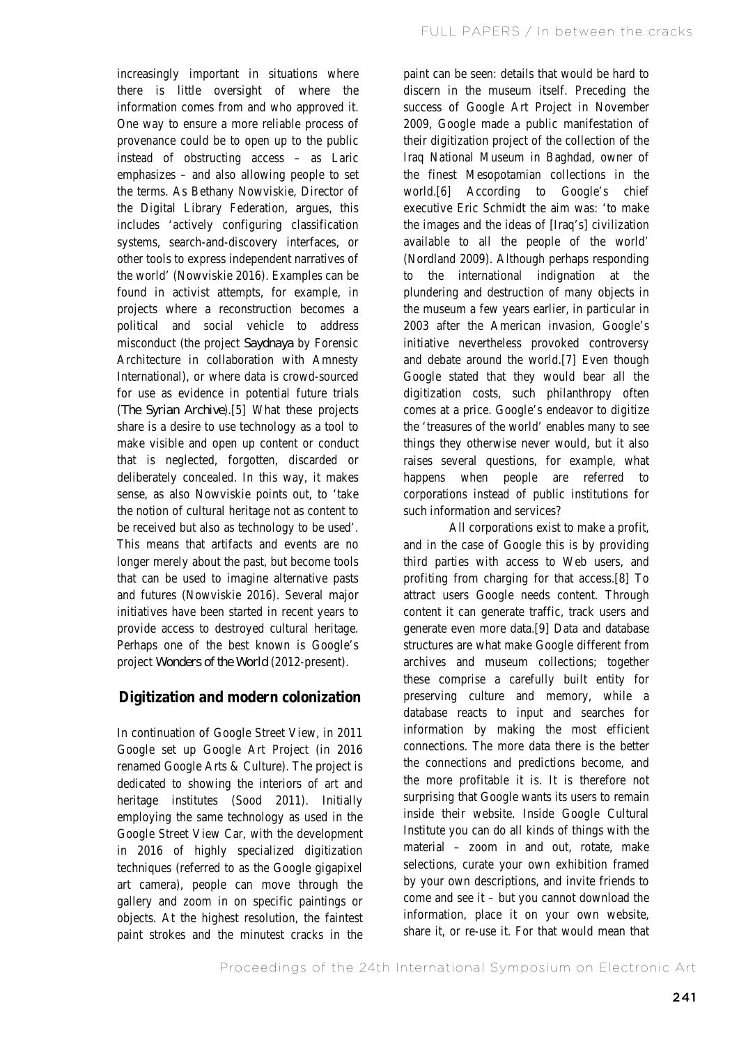increasingly important in situations where there is little oversight of where the information comes from and who approved it. One way to ensure a more reliable process of provenance could be to open up to the public instead of obstructing access – as Laric emphasizes – and also allowing people to set the terms. As Bethany Nowviskie, Director of the Digital Library Federation, argues, this includes 'actively configuring classification systems, search-and-discovery interfaces, or other tools to express independent narratives of the world' (Nowviskie 2016). Examples can be found in activist attempts, for example, in projects where a reconstruction becomes a political and social vehicle to address misconduct (the project *Saydnaya* by Forensic Architecture in collaboration with Amnesty International), or where data is crowd-sourced for use as evidence in potential future trials (*The Syrian Archive*).[5] What these projects share is a desire to use technology as a tool to make visible and open up content or conduct that is neglected, forgotten, discarded or deliberately concealed. In this way, it makes sense, as also Nowviskie points out, to 'take the notion of cultural heritage not as content to be received but also as technology to be used'. This means that artifacts and events are no longer merely about the past, but become tools that can be used to imagine alternative pasts and futures (Nowviskie 2016). Several major initiatives have been started in recent years to provide access to destroyed cultural heritage. Perhaps one of the best known is Google's project *Wonders of the World* (2012-present).

## Digitization and modern colonization

In continuation of Google Street View, in 2011 Google set up Google Art Project (in 2016 renamed Google Arts & Culture). The project is dedicated to showing the interiors of art and heritage institutes (Sood 2011). Initially employing the same technology as used in the Google Street View Car, with the development in 2016 of highly specialized digitization techniques (referred to as the Google gigapixel art camera), people can move through the gallery and zoom in on specific paintings or objects. At the highest resolution, the faintest paint strokes and the minutest cracks in the paint can be seen: details that would be hard to discern in the museum itself. Preceding the success of Google Art Project in November 2009, Google made a public manifestation of their digitization project of the collection of the Iraq National Museum in Baghdad, owner of the finest Mesopotamian collections in the world.[6] According to Google's chief executive Eric Schmidt the aim was: 'to make the images and the ideas of [Iraq's] civilization available to all the people of the world' (Nordland 2009). Although perhaps responding to the international indignation at the plundering and destruction of many objects in the museum a few years earlier, in particular in 2003 after the American invasion, Google's initiative nevertheless provoked controversy and debate around the world.[7] Even though Google stated that they would bear all the digitization costs, such philanthropy often comes at a price. Google's endeavor to digitize the 'treasures of the world' enables many to see things they otherwise never would, but it also raises several questions, for example, what happens when people are referred to corporations instead of public institutions for such information and services?

All corporations exist to make a profit, and in the case of Google this is by providing third parties with access to Web users, and profiting from charging for that access.[8] To attract users Google needs content. Through content it can generate traffic, track users and generate even more data.[9] Data and database structures are what make Google different from archives and museum collections; together these comprise a carefully built entity for preserving culture and memory, while a database reacts to input and searches for information by making the most efficient connections. The more data there is the better the connections and predictions become, and the more profitable it is. It is therefore not surprising that Google wants its users to remain inside their website. Inside Google Cultural Institute you can do all kinds of things with the material – zoom in and out, rotate, make selections, curate your own exhibition framed by your own descriptions, and invite friends to come and see it – but you cannot download the information, place it on your own website, share it, or re-use it. For that would mean that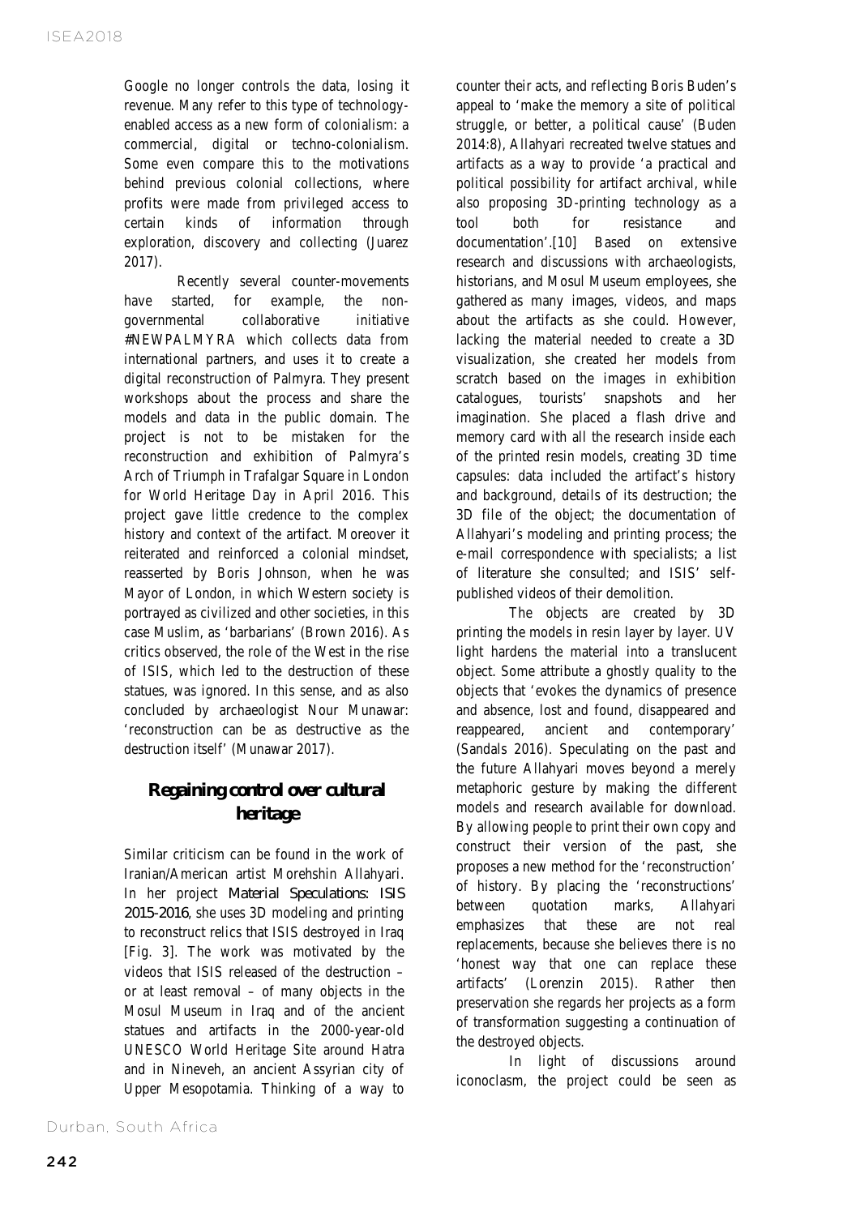Google no longer controls the data, losing it revenue. Many refer to this type of technology-enabled access as a new form of colonialism: a commercial, digital or techno-colonialism. Some even compare this to the motivations behind previous colonial collections, where profits were made from privileged access to certain kinds of information through exploration, discovery and collecting (Juarez 2017).

Recently several counter-movements have started, for example, the non-governmental collaborative initiative #NEWPALMYRA which collects data from international partners, and uses it to create a digital reconstruction of Palmyra. They present workshops about the process and share the models and data in the public domain. The project is not to be mistaken for the reconstruction and exhibition of Palmyra's Arch of Triumph in Trafalgar Square in London for World Heritage Day in April 2016. This project gave little credence to the complex history and context of the artifact. Moreover it reiterated and reinforced a colonial mindset, reasserted by Boris Johnson, when he was Mayor of London, in which Western society is portrayed as civilized and other societies, in this case Muslim, as 'barbarians' (Brown 2016). As critics observed, the role of the West in the rise of ISIS, which led to the destruction of these statues, was ignored. In this sense, and as also concluded by archaeologist Nour Munawar: 'reconstruction can be as destructive as the destruction itself' (Munawar 2017).

## Regaining control over cultural heritage

Similar criticism can be found in the work of Iranian/American artist Morehshin Allahyari. In her project *Material Speculations: ISIS 2015-2016*, she uses 3D modeling and printing to reconstruct relics that ISIS destroyed in Iraq [Fig. 3]. The work was motivated by the videos that ISIS released of the destruction – or at least removal – of many objects in the Mosul Museum in Iraq and of the ancient statues and artifacts in the 2000-year-old UNESCO World Heritage Site around Hatra and in Nineveh, an ancient Assyrian city of Upper Mesopotamia. Thinking of a way to counter their acts, and reflecting Boris Buden's appeal to 'make the memory a site of political struggle, or better, a political cause' (Buden 2014:8), Allahyari recreated twelve statues and artifacts as a way to provide 'a practical and political possibility for artifact archival, while also proposing 3D-printing technology as a tool both for resistance and documentation'.[10] Based on extensive research and discussions with archaeologists, historians, and Mosul Museum employees, she gathered as many images, videos, and maps about the artifacts as she could. However, lacking the material needed to create a 3D visualization, she created her models from scratch based on the images in exhibition catalogues, tourists' snapshots and her imagination. She placed a flash drive and memory card with all the research inside each of the printed resin models, creating 3D time capsules: data included the artifact's history and background, details of its destruction; the 3D file of the object; the documentation of Allahyari's modeling and printing process; the e-mail correspondence with specialists; a list of literature she consulted; and ISIS' self-published videos of their demolition.

The objects are created by 3D printing the models in resin layer by layer. UV light hardens the material into a translucent object. Some attribute a ghostly quality to the objects that 'evokes the dynamics of presence and absence, lost and found, disappeared and reappeared, ancient and contemporary' (Sandals 2016). Speculating on the past and the future Allahyari moves beyond a merely metaphoric gesture by making the different models and research available for download. By allowing people to print their own copy and construct their version of the past, she proposes a new method for the 'reconstruction' of history. By placing the 'reconstructions' between quotation marks, Allahyari emphasizes that these are not real replacements, because she believes there is no 'honest way that one can replace these artifacts' (Lorenzin 2015). Rather then preservation she regards her projects as a form of transformation suggesting a continuation of the destroyed objects.

In light of discussions around iconoclasm, the project could be seen as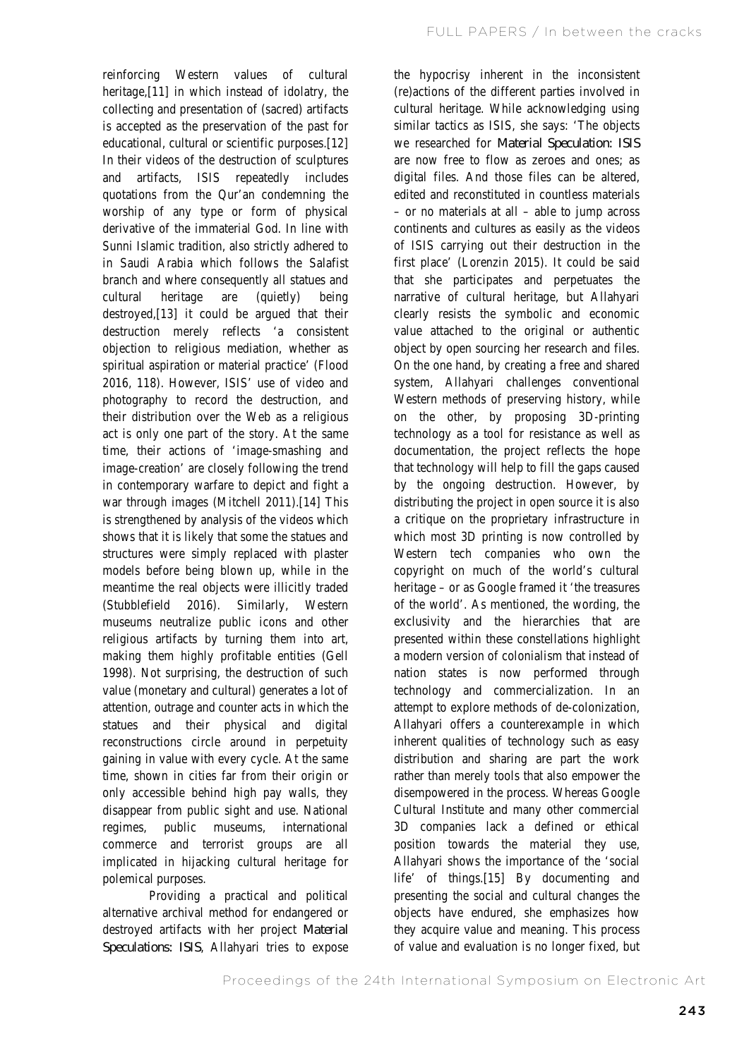reinforcing Western values of cultural heritage,[11] in which instead of idolatry, the collecting and presentation of (sacred) artifacts is accepted as the preservation of the past for educational, cultural or scientific purposes.[12] In their videos of the destruction of sculptures and artifacts, ISIS repeatedly includes quotations from the Qur'an condemning the worship of any type or form of physical derivative of the immaterial God. In line with Sunni Islamic tradition, also strictly adhered to in Saudi Arabia which follows the Salafist branch and where consequently all statues and cultural heritage are (quietly) being destroyed,[13] it could be argued that their destruction merely reflects 'a consistent objection to religious mediation, whether as spiritual aspiration or material practice' (Flood 2016, 118). However, ISIS' use of video and photography to record the destruction, and their distribution over the Web as a religious act is only one part of the story. At the same time, their actions of 'image-smashing and image-creation' are closely following the trend in contemporary warfare to depict and fight a war through images (Mitchell 2011).[14] This is strengthened by analysis of the videos which shows that it is likely that some the statues and structures were simply replaced with plaster models before being blown up, while in the meantime the real objects were illicitly traded (Stubblefield 2016). Similarly, Western museums neutralize public icons and other religious artifacts by turning them into art, making them highly profitable entities (Gell 1998). Not surprising, the destruction of such value (monetary and cultural) generates a lot of attention, outrage and counter acts in which the statues and their physical and digital reconstructions circle around in perpetuity gaining in value with every cycle. At the same time, shown in cities far from their origin or only accessible behind high pay walls, they disappear from public sight and use. National regimes, public museums, international commerce and terrorist groups are all implicated in hijacking cultural heritage for polemical purposes.

Providing a practical and political alternative archival method for endangered or destroyed artifacts with her project *Material Speculations: ISIS*, Allahyari tries to expose the hypocrisy inherent in the inconsistent (re)actions of the different parties involved in cultural heritage. While acknowledging using similar tactics as ISIS, she says: 'The objects we researched for *Material Speculation: ISIS* are now free to flow as zeroes and ones; as digital files. And those files can be altered, edited and reconstituted in countless materials – or no materials at all – able to jump across continents and cultures as easily as the videos of ISIS carrying out their destruction in the first place' (Lorenzin 2015). It could be said that she participates and perpetuates the narrative of cultural heritage, but Allahyari clearly resists the symbolic and economic value attached to the original or authentic object by open sourcing her research and files. On the one hand, by creating a free and shared system, Allahyari challenges conventional Western methods of preserving history, while on the other, by proposing 3D-printing technology as a tool for resistance as well as documentation, the project reflects the hope that technology will help to fill the gaps caused by the ongoing destruction. However, by distributing the project in open source it is also a critique on the proprietary infrastructure in which most 3D printing is now controlled by Western tech companies who own the copyright on much of the world's cultural heritage – or as Google framed it 'the treasures of the world'. As mentioned, the wording, the exclusivity and the hierarchies that are presented within these constellations highlight a modern version of colonialism that instead of nation states is now performed through technology and commercialization. In an attempt to explore methods of de-colonization, Allahyari offers a counterexample in which inherent qualities of technology such as easy distribution and sharing are part the work rather than merely tools that also empower the disempowered in the process. Whereas Google Cultural Institute and many other commercial 3D companies lack a defined or ethical position towards the material they use, Allahyari shows the importance of the 'social life' of things.[15] By documenting and presenting the social and cultural changes the objects have endured, she emphasizes how they acquire value and meaning. This process of value and evaluation is no longer fixed, but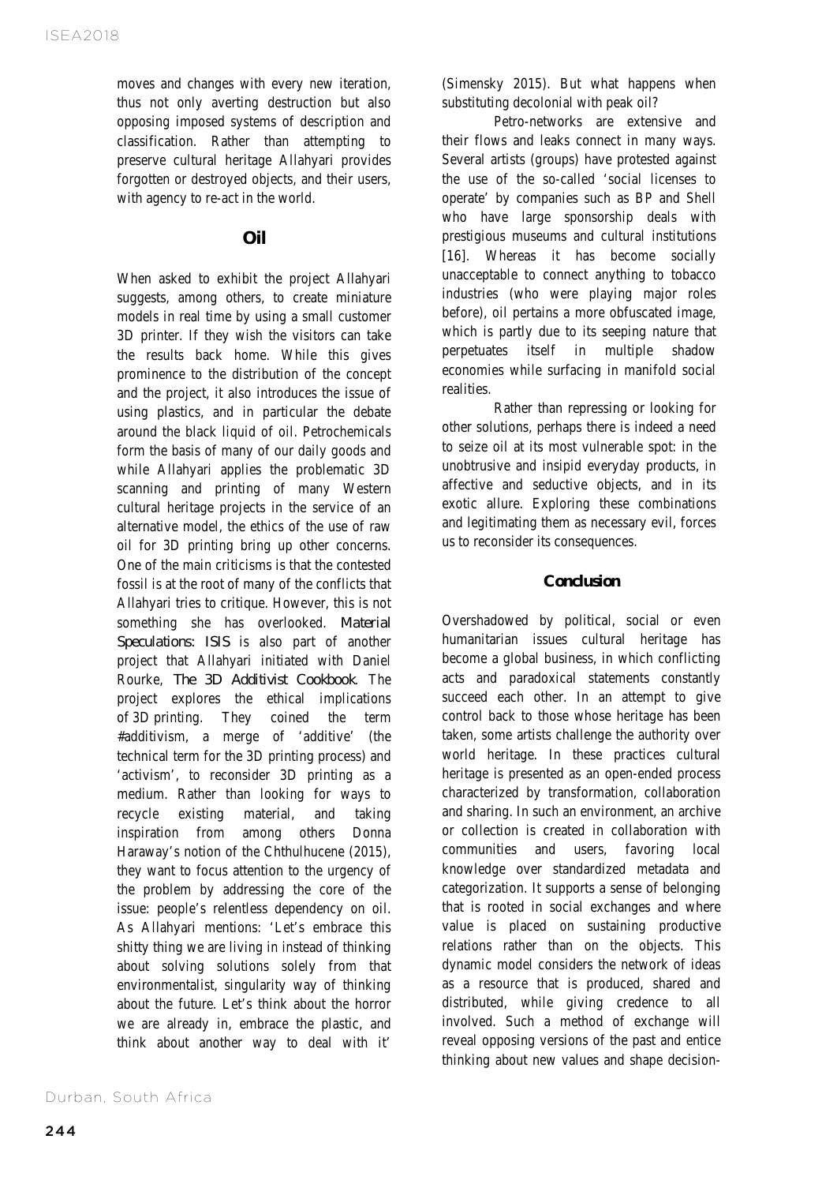moves and changes with every new iteration, thus not only averting destruction but also opposing imposed systems of description and classification. Rather than attempting to preserve cultural heritage Allahyari provides forgotten or destroyed objects, and their users, with agency to re-act in the world.

## Oil

When asked to exhibit the project Allahyari suggests, among others, to create miniature models in real time by using a small customer 3D printer. If they wish the visitors can take the results back home. While this gives prominence to the distribution of the concept and the project, it also introduces the issue of using plastics, and in particular the debate around the black liquid of oil. Petrochemicals form the basis of many of our daily goods and while Allahyari applies the problematic 3D scanning and printing of many Western cultural heritage projects in the service of an alternative model, the ethics of the use of raw oil for 3D printing bring up other concerns. One of the main criticisms is that the contested fossil is at the root of many of the conflicts that Allahyari tries to critique. However, this is not something she has overlooked. *Material Speculations: ISIS* is also part of another project that Allahyari initiated with Daniel Rourke, *The 3D Additivist Cookbook*. The project explores the ethical implications of 3D printing. They coined the term #additivism, a merge of 'additive' (the technical term for the 3D printing process) and 'activism', to reconsider 3D printing as a medium. Rather than looking for ways to recycle existing material, and taking inspiration from among others Donna Haraway's notion of the Chthulhucene (2015), they want to focus attention to the urgency of the problem by addressing the core of the issue: people's relentless dependency on oil. As Allahyari mentions: 'Let's embrace this shitty thing we are living in instead of thinking about solving solutions solely from that environmentalist, singularity way of thinking about the future. Let's think about the horror we are already in, embrace the plastic, and think about another way to deal with it' (Simensky 2015). But what happens when substituting decolonial with peak oil?

Petro-networks are extensive and their flows and leaks connect in many ways. Several artists (groups) have protested against the use of the so-called 'social licenses to operate' by companies such as BP and Shell who have large sponsorship deals with prestigious museums and cultural institutions [16]. Whereas it has become socially unacceptable to connect anything to tobacco industries (who were playing major roles before), oil pertains a more obfuscated image, which is partly due to its seeping nature that perpetuates itself in multiple shadow economies while surfacing in manifold social realities.

Rather than repressing or looking for other solutions, perhaps there is indeed a need to seize oil at its most vulnerable spot: in the unobtrusive and insipid everyday products, in affective and seductive objects, and in its exotic allure. Exploring these combinations and legitimating them as necessary evil, forces us to reconsider its consequences.

## Conclusion

Overshadowed by political, social or even humanitarian issues cultural heritage has become a global business, in which conflicting acts and paradoxical statements constantly succeed each other. In an attempt to give control back to those whose heritage has been taken, some artists challenge the authority over world heritage. In these practices cultural heritage is presented as an open-ended process characterized by transformation, collaboration and sharing. In such an environment, an archive or collection is created in collaboration with communities and users, favoring local knowledge over standardized metadata and categorization. It supports a sense of belonging that is rooted in social exchanges and where value is placed on sustaining productive relations rather than on the objects. This dynamic model considers the network of ideas as a resource that is produced, shared and distributed, while giving credence to all involved. Such a method of exchange will reveal opposing versions of the past and entice thinking about new values and shape decision-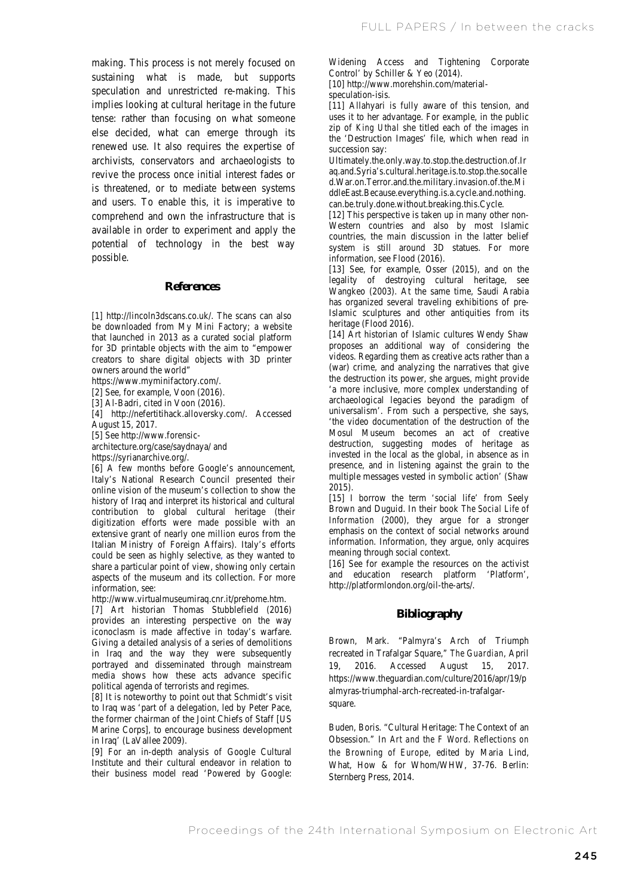making. This process is not merely focused on sustaining what is made, but supports speculation and unrestricted re-making. This implies looking at cultural heritage in the future tense: rather than focusing on what someone else decided, what can emerge through its renewed use. It also requires the expertise of archivists, conservators and archaeologists to revive the process once initial interest fades or is threatened, or to mediate between systems and users. To enable this, it is imperative to comprehend and own the infrastructure that is available in order to experiment and apply the potential of technology in the best way possible.

## References

[1] http://lincoln3dscans.co.uk/. The scans can also be downloaded from My Mini Factory; a website that launched in 2013 as a curated social platform for 3D printable objects with the aim to "empower creators to share digital objects with 3D printer owners around the world" https://www.myminifactory.com/.

[2] See, for example, Voon (2016).

[3] Al-Badri, cited in Voon (2016).

[4] http://nefertitihack.alloversky.com/. Accessed August 15, 2017.

[5] See http://www.forensic-architecture.org/case/saydnaya/ and https://syrianarchive.org/.

[6] A few months before Google's announcement, Italy's National Research Council presented their online vision of the museum's collection to show the history of Iraq and interpret its historical and cultural contribution to global cultural heritage (their digitization efforts were made possible with an extensive grant of nearly one million euros from the Italian Ministry of Foreign Affairs). Italy's efforts could be seen as highly selective, as they wanted to share a particular point of view, showing only certain aspects of the museum and its collection. For more information, see: http://www.virtualmuseumiraq.cnr.it/prehome.htm.

[7] Art historian Thomas Stubblefield (2016) provides an interesting perspective on the way iconoclasm is made affective in today's warfare. Giving a detailed analysis of a series of demolitions in Iraq and the way they were subsequently portrayed and disseminated through mainstream media shows how these acts advance specific political agenda of terrorists and regimes.

[8] It is noteworthy to point out that Schmidt's visit to Iraq was 'part of a delegation, led by Peter Pace, the former chairman of the Joint Chiefs of Staff [US Marine Corps], to encourage business development in Iraq' (LaVallee 2009).

[9] For an in-depth analysis of Google Cultural Institute and their cultural endeavor in relation to their business model read 'Powered by Google: Widening Access and Tightening Corporate Control' by Schiller & Yeo (2014).

[10] http://www.morehshin.com/material-speculation-isis.

[11] Allahyari is fully aware of this tension, and uses it to her advantage. For example, in the public zip of *King Uthal* she titled each of the images in the 'Destruction Images' file, which when read in succession say: Ultimately.the.only.way.to.stop.the.destruction.of.Iraq.and.Syria's.cultural.heritage.is.to.stop.the.socalled.War.on.Terror.and.the.military.invasion.of.the.MiddleEast.Because.everything.is.a.cycle.and.nothing.can.be.truly.done.without.breaking.this.Cycle.

[12] This perspective is taken up in many other non-Western countries and also by most Islamic countries, the main discussion in the latter belief system is still around 3D statues. For more information, see Flood (2016).

[13] See, for example, Osser (2015), and on the legality of destroying cultural heritage, see Wangkeo (2003). At the same time, Saudi Arabia has organized several traveling exhibitions of pre-Islamic sculptures and other antiquities from its heritage (Flood 2016).

[14] Art historian of Islamic cultures Wendy Shaw proposes an additional way of considering the videos. Regarding them as creative acts rather than a (war) crime, and analyzing the narratives that give the destruction its power, she argues, might provide 'a more inclusive, more complex understanding of archaeological legacies beyond the paradigm of universalism'. From such a perspective, she says, 'the video documentation of the destruction of the Mosul Museum becomes an act of creative destruction, suggesting modes of heritage as invested in the local as the global, in absence as in presence, and in listening against the grain to the multiple messages vested in symbolic action' (Shaw 2015).

[15] I borrow the term 'social life' from Seely Brown and Duguid. In their book *The Social Life of Information* (2000), they argue for a stronger emphasis on the context of social networks around information. Information, they argue, only acquires meaning through social context.

[16] See for example the resources on the activist and education research platform 'Platform', http://platformlondon.org/oil-the-arts/.

## Bibliography

Brown, Mark. "Palmyra's Arch of Triumph recreated in Trafalgar Square," *The Guardian*, April 19, 2016. Accessed August 15, 2017. https://www.theguardian.com/culture/2016/apr/19/palmyras-triumphal-arch-recreated-in-trafalgar-square.

Buden, Boris. "Cultural Heritage: The Context of an Obsession." In *Art and the F Word. Reflections on the Browning of Europe*, edited by Maria Lind, What, How & for Whom/WHW, 37-76. Berlin: Sternberg Press, 2014.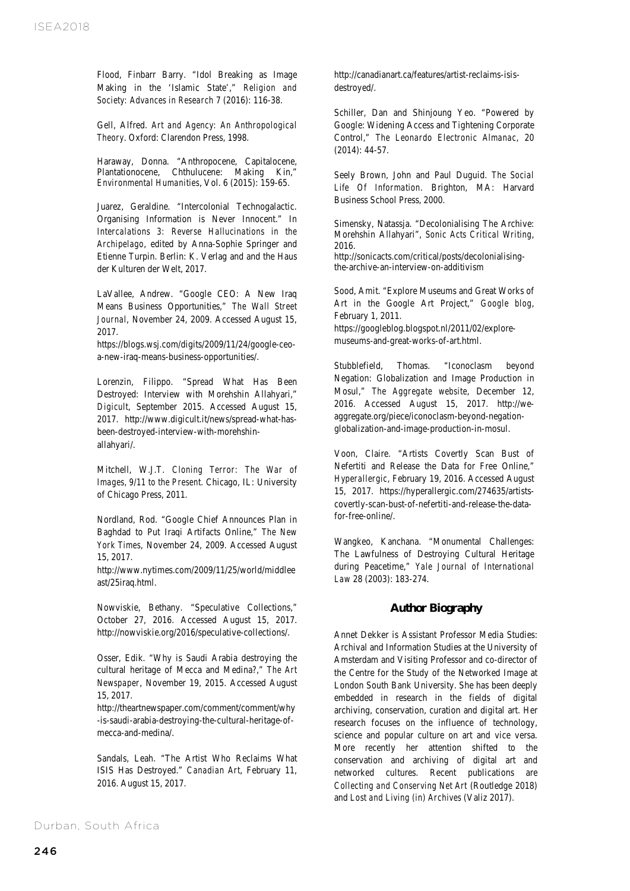Flood, Finbarr Barry. "Idol Breaking as Image Making in the 'Islamic State'," *Religion and Society: Advances in Research* 7 (2016): 116-38.

Gell, Alfred. *Art and Agency: An Anthropological Theory*. Oxford: Clarendon Press, 1998.

Haraway, Donna. "Anthropocene, Capitalocene, Plantationocene, Chthulucene: Making Kin," *Environmental Humanities*, Vol. 6 (2015): 159-65.

Juarez, Geraldine. "Intercolonial Technogalactic. Organising Information is Never Innocent." In *Intercalations 3: Reverse Hallucinations in the Archipelago*, edited by Anna-Sophie Springer and Etienne Turpin. Berlin: K. Verlag and and the Haus der Kulturen der Welt, 2017.

LaVallee, Andrew. "Google CEO: A New Iraq Means Business Opportunities," *The Wall Street Journal*, November 24, 2009. Accessed August 15, 2017. https://blogs.wsj.com/digits/2009/11/24/google-ceo-a-new-iraq-means-business-opportunities/.

Lorenzin, Filippo. "Spread What Has Been Destroyed: Interview with Morehshin Allahyari," *Digicult*, September 2015. Accessed August 15, 2017. http://www.digicult.it/news/spread-what-has-been-destroyed-interview-with-morehshin-allahyari/.

Mitchell, W.J.T. *Cloning Terror: The War of Images, 9/11 to the Present*. Chicago, IL: University of Chicago Press, 2011.

Nordland, Rod. "Google Chief Announces Plan in Baghdad to Put Iraqi Artifacts Online," *The New York Times*, November 24, 2009. Accessed August 15, 2017. http://www.nytimes.com/2009/11/25/world/middleeast/25iraq.html.

Nowviskie, Bethany. "Speculative Collections," October 27, 2016. Accessed August 15, 2017. http://nowviskie.org/2016/speculative-collections/.

Osser, Edik. "Why is Saudi Arabia destroying the cultural heritage of Mecca and Medina?," *The Art Newspaper*, November 19, 2015. Accessed August 15, 2017. http://theartnewspaper.com/comment/comment/why-is-saudi-arabia-destroying-the-cultural-heritage-of-mecca-and-medina/.

Sandals, Leah. "The Artist Who Reclaims What ISIS Has Destroyed." *Canadian Art*, February 11, 2016. August 15, 2017. http://canadianart.ca/features/artist-reclaims-isis-destroyed/.

Schiller, Dan and Shinjoung Yeo. "Powered by Google: Widening Access and Tightening Corporate Control," *The Leonardo Electronic Almanac*, 20 (2014): 44-57.

Seely Brown, John and Paul Duguid. *The Social Life Of Information*. Brighton, MA: Harvard Business School Press, 2000.

Simensky, Natassja. "Decolonialising The Archive: Morehshin Allahyari", *Sonic Acts Critical Writing*, 2016. http://sonicacts.com/critical/posts/decolonialising-the-archive-an-interview-on-additivism

Sood, Amit. "Explore Museums and Great Works of Art in the Google Art Project," *Google blog*, February 1, 2011. https://googleblog.blogspot.nl/2011/02/explore-museums-and-great-works-of-art.html.

Stubblefield, Thomas. "Iconoclasm beyond Negation: Globalization and Image Production in Mosul," *The Aggregate website*, December 12, 2016. Accessed August 15, 2017. http://we-aggregate.org/piece/iconoclasm-beyond-negation-globalization-and-image-production-in-mosul.

Voon, Claire. "Artists Covertly Scan Bust of Nefertiti and Release the Data for Free Online," *Hyperallergic*, February 19, 2016. Accessed August 15, 2017. https://hyperallergic.com/274635/artists-covertly-scan-bust-of-nefertiti-and-release-the-data-for-free-online/.

Wangkeo, Kanchana. "Monumental Challenges: The Lawfulness of Destroying Cultural Heritage during Peacetime," *Yale Journal of International Law* 28 (2003): 183-274.

## Author Biography

Annet Dekker is Assistant Professor Media Studies: Archival and Information Studies at the University of Amsterdam and Visiting Professor and co-director of the Centre for the Study of the Networked Image at London South Bank University. She has been deeply embedded in research in the fields of digital archiving, conservation, curation and digital art. Her research focuses on the influence of technology, science and popular culture on art and vice versa. More recently her attention shifted to the conservation and archiving of digital art and networked cultures. Recent publications are *Collecting and Conserving Net Art* (Routledge 2018) and *Lost and Living (in) Archives* (Valiz 2017).